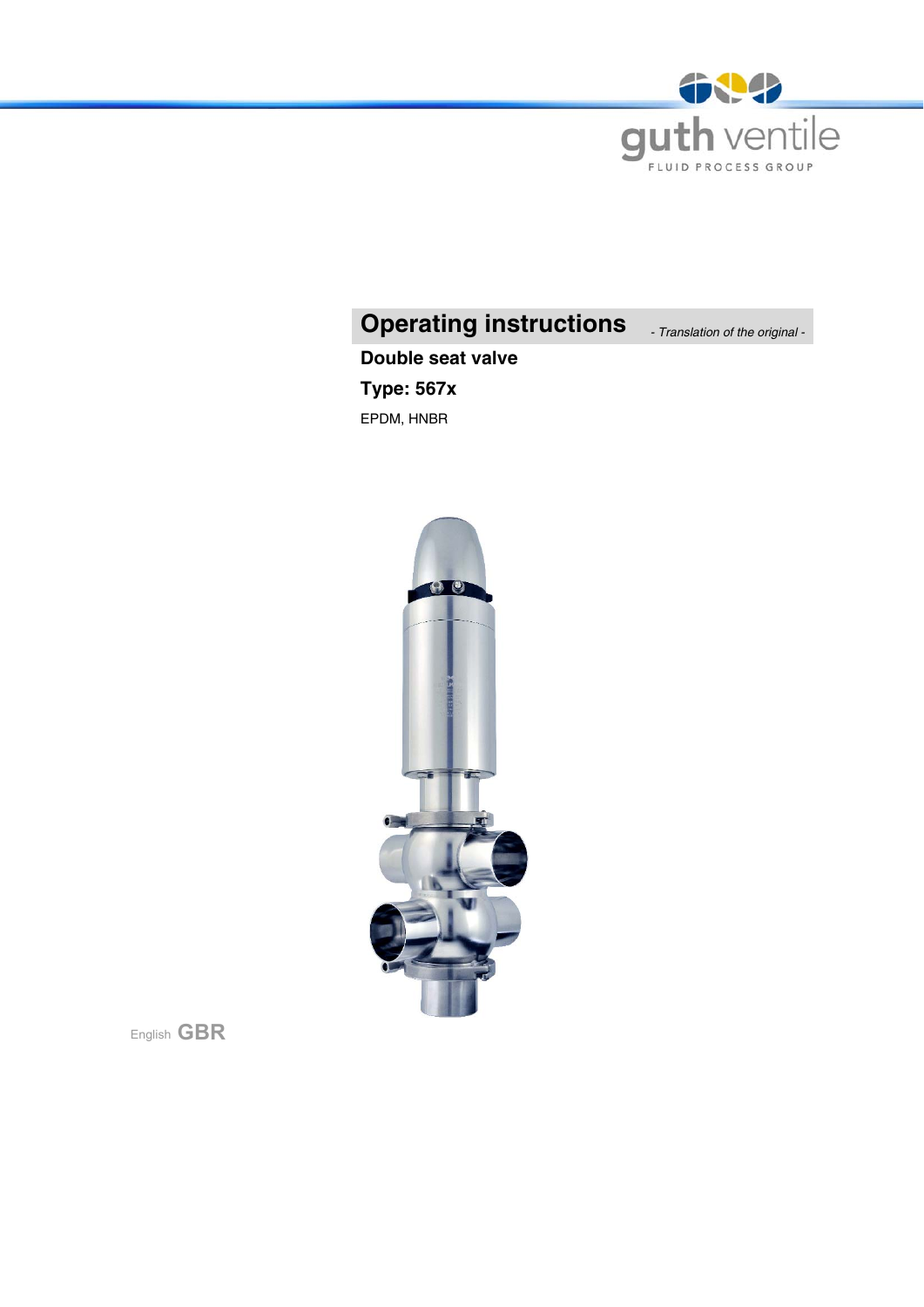guth ventile

FLUID PROCESS GROUP

# Operating instructions

*- Translation of the original -*

**Double seat valve**

**Type: 567x**

EPDM, HNBR

English **GBR**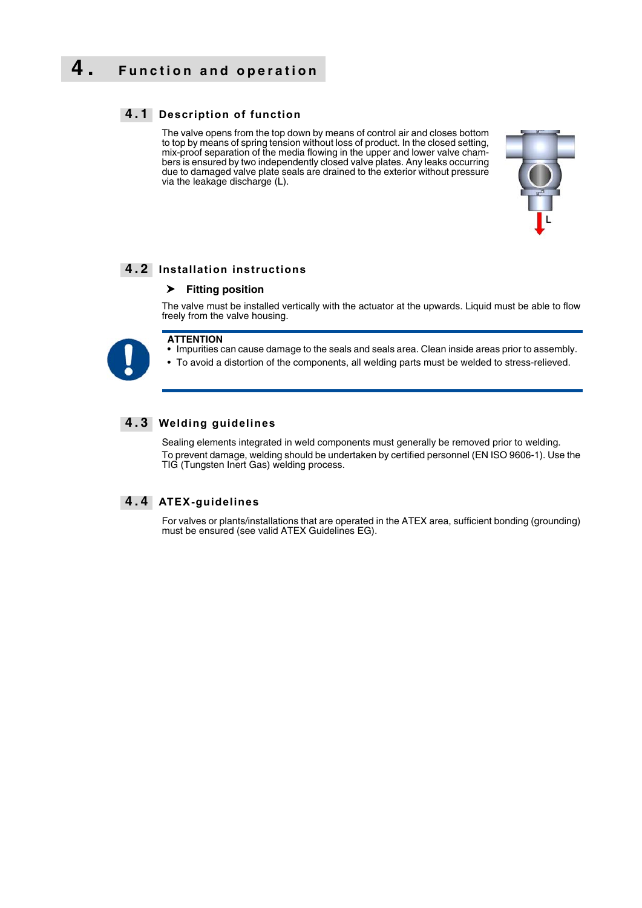# 4. Function and operation

## 4.1 Description of function

The valve opens from the top down by means of control air and closes bottom to top by means of spring tension without loss of product. In the closed setting, mix-proof separation of the media flowing in the upper and lower valve chambers is ensured by two independently closed valve plates. Any leaks occurring due to damaged valve plate seals are drained to the exterior without pressure via the leakage discharge (L).

## 4.2 Installation instructions

### ➤ Fitting position

The valve must be installed vertically with the actuator at the upwards. Liquid must be able to flow freely from the valve housing.

**ATTENTION**

- Impurities can cause damage to the seals and seals area. Clean inside areas prior to assembly.
- To avoid a distortion of the components, all welding parts must be welded to stress-relieved.

## 4.3 Welding guidelines

Sealing elements integrated in weld components must generally be removed prior to welding.

To prevent damage, welding should be undertaken by certified personnel (EN ISO 9606-1). Use the TIG (Tungsten Inert Gas) welding process.

## 4.4 ATEX-guidelines

For valves or plants/installations that are operated in the ATEX area, sufficient bonding (grounding) must be ensured (see valid ATEX Guidelines EG).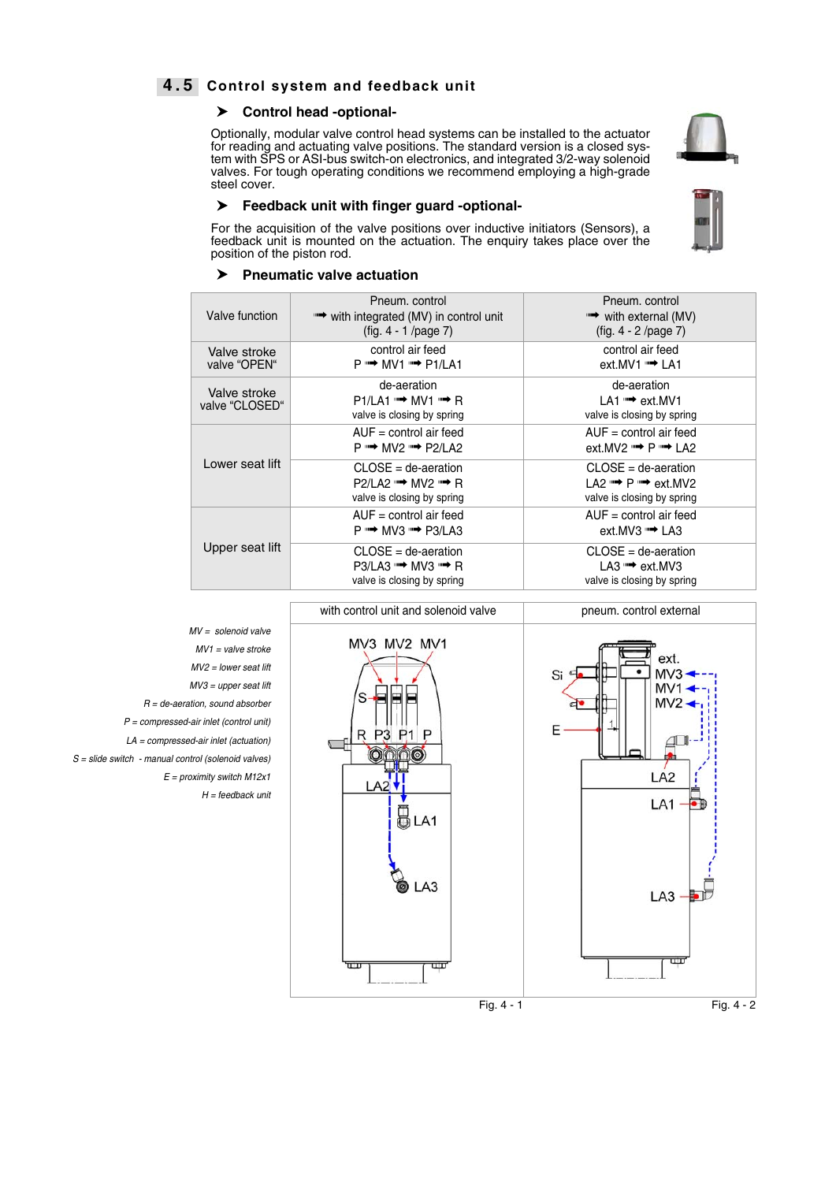## 4.5 Control system and feedback unit

### ➤ Control head -optional-

Optionally, modular valve control head systems can be installed to the actuator for reading and actuating valve positions. The standard version is a closed system with SPS or ASI-bus switch-on electronics, and integrated 3/2-way solenoid valves. For tough operating conditions we recommend employing a high-grade steel cover.

### ➤ Feedback unit with finger guard -optional-

For the acquisition of the valve positions over inductive initiators (Sensors), a feedback unit is mounted on the actuation. The enquiry takes place over the position of the piston rod.

### ➤ Pneumatic valve actuation

| Valve function | Pneum. control ➟ with integrated (MV) in control unit (fig. 4 - 1 /page 7) | Pneum. control ➟ with external (MV) (fig. 4 - 2 /page 7) |
|---|---|---|
| Valve stroke valve "OPEN" | control air feed P ➟ MV1 ➟ P1/LA1 | control air feed ext.MV1 ➟ LA1 |
| Valve stroke valve "CLOSED" | de-aeration P1/LA1 ➟ MV1 ➟ R valve is closing by spring | de-aeration LA1 ➟ ext.MV1 valve is closing by spring |
| Lower seat lift | AUF = control air feed P ➟ MV2 ➟ P2/LA2 | AUF = control air feed ext.MV2 ➟ P ➟ LA2 |
| | CLOSE = de-aeration P2/LA2 ➟ MV2 ➟ R valve is closing by spring | CLOSE = de-aeration LA2 ➟ P ➟ ext.MV2 valve is closing by spring |
| Upper seat lift | AUF = control air feed P ➟ MV3 ➟ P3/LA3 | AUF = control air feed ext.MV3 ➟ LA3 |
| | CLOSE = de-aeration P3/LA3 ➟ MV3 ➟ R valve is closing by spring | CLOSE = de-aeration LA3 ➟ ext.MV3 valve is closing by spring |

*MV = solenoid valve*
*MV1 = valve stroke*
*MV2 = lower seat lift*
*MV3 = upper seat lift*
*R = de-aeration, sound absorber*
*P = compressed-air inlet (control unit)*
*LA = compressed-air inlet (actuation)*
*S = slide switch - manual control (solenoid valves)*
*E = proximity switch M12x1*
*H = feedback unit*

| with control unit and solenoid valve | pneum. control external |
|---|---|
| MV3 MV2 MV1, S, R P3 P1 P, LA2, LA1, LA3 | Si, E, ext. MV3, MV1, MV2, LA2, LA1, LA3 |

Fig. 4 - 1 Fig. 4 - 2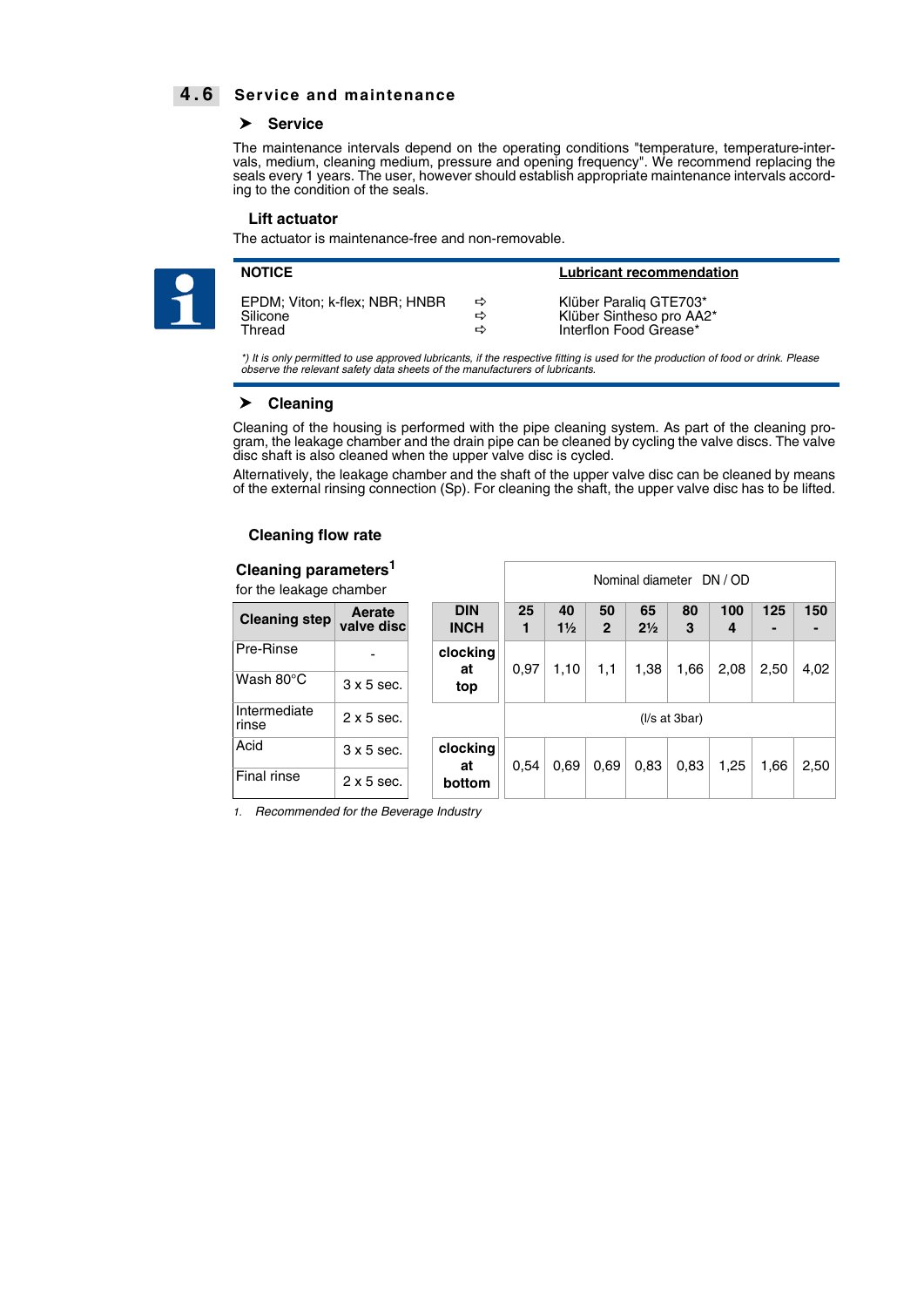## 4.6 Service and maintenance

### ➤ Service

The maintenance intervals depend on the operating conditions "temperature, temperature-intervals, medium, cleaning medium, pressure and opening frequency". We recommend replacing the seals every 1 years. The user, however should establish appropriate maintenance intervals according to the condition of the seals.

#### Lift actuator

The actuator is maintenance-free and non-removable.

| NOTICE | | Lubricant recommendation |
|---|---|---|
| EPDM; Viton; k-flex; NBR; HNBR | ⇨ | Klüber Paraliq GTE703* |
| Silicone | ⇨ | Klüber Sintheso pro AA2* |
| Thread | ⇨ | Interflon Food Grease* |

*\*) It is only permitted to use approved lubricants, if the respective fitting is used for the production of food or drink. Please observe the relevant safety data sheets of the manufacturers of lubricants.*

### ➤ Cleaning

Cleaning of the housing is performed with the pipe cleaning system. As part of the cleaning program, the leakage chamber and the drain pipe can be cleaned by cycling the valve discs. The valve disc shaft is also cleaned when the upper valve disc is cycled.

Alternatively, the leakage chamber and the shaft of the upper valve disc can be cleaned by means of the external rinsing connection (Sp). For cleaning the shaft, the upper valve disc has to be lifted.

#### Cleaning flow rate

**Cleaning parameters**[1]
for the leakage chamber

| Cleaning step | Aerate valve disc |
|---|---|
| Pre-Rinse | - |
| Wash 80°C | 3 x 5 sec. |
| Intermediate rinse | 2 x 5 sec. |
| Acid | 3 x 5 sec. |
| Final rinse | 2 x 5 sec. |

| | Nominal diameter DN / OD | | | | | | | |
|---|---|---|---|---|---|---|---|---|
| **DIN INCH** | **25 1** | **40 1½** | **50 2** | **65 2½** | **80 3** | **100 4** | **125 -** | **150 -** |
| **clocking at top** | 0,97 | 1,10 | 1,1 | 1,38 | 1,66 | 2,08 | 2,50 | 4,02 |
| | (l/s at 3bar) | | | | | | | |
| **clocking at bottom** | 0,54 | 0,69 | 0,69 | 0,83 | 0,83 | 1,25 | 1,66 | 2,50 |

1. *Recommended for the Beverage Industry*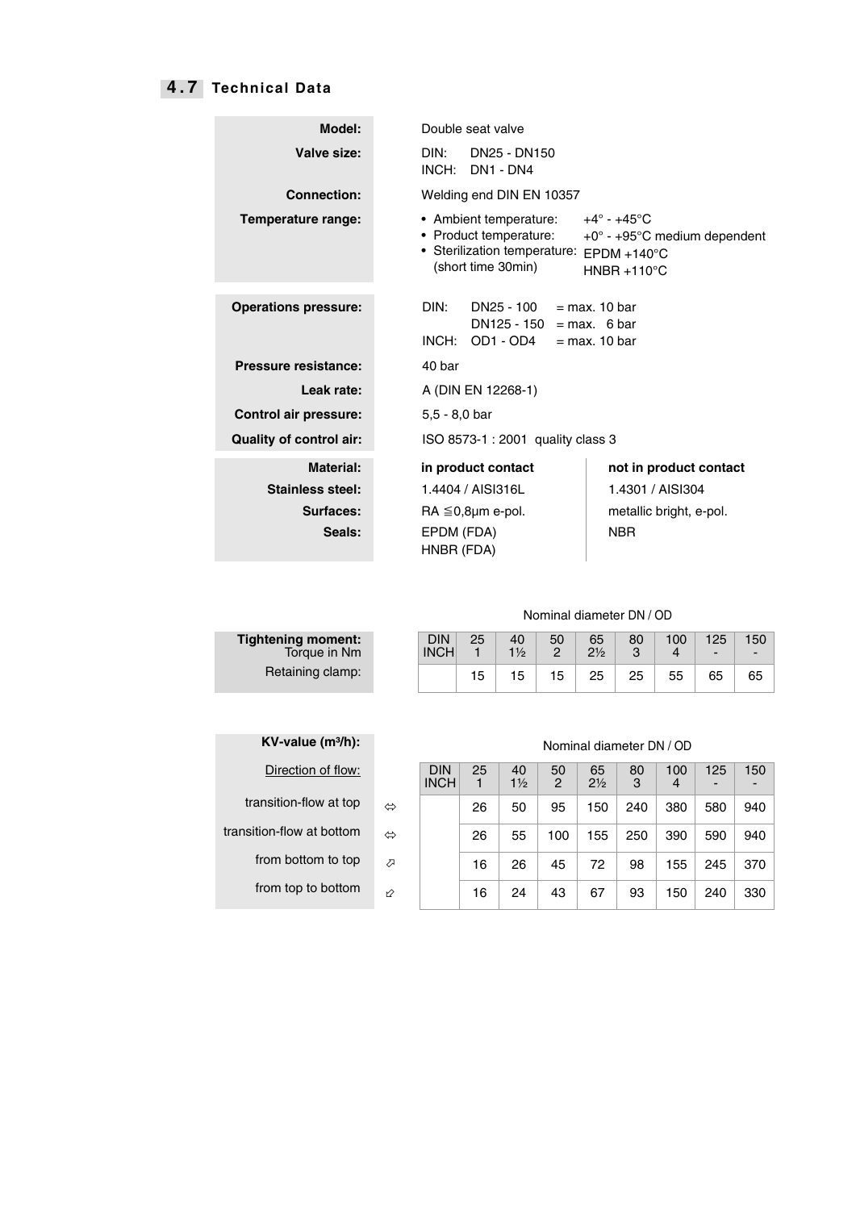## 4.7 Technical Data

| | |
|---|---|
| **Model:** | Double seat valve |
| **Valve size:** | DIN: DN25 - DN150<br>INCH: DN1 - DN4 |
| **Connection:** | Welding end DIN EN 10357 |
| **Temperature range:** | • Ambient temperature: +4° - +45°C<br>• Product temperature: +0° - +95°C medium dependent<br>• Sterilization temperature: EPDM +140°C<br>(short time 30min) HNBR +110°C |
| **Operations pressure:** | DIN: DN25 - 100 = max. 10 bar<br>DN125 - 150 = max. 6 bar<br>INCH: OD1 - OD4 = max. 10 bar |
| **Pressure resistance:** | 40 bar |
| **Leak rate:** | A (DIN EN 12268-1) |
| **Control air pressure:** | 5,5 - 8,0 bar |
| **Quality of control air:** | ISO 8573-1 : 2001 quality class 3 |

| **Material:** | **in product contact** | **not in product contact** |
|---|---|---|
| **Stainless steel:** | 1.4404 / AISI316L | 1.4301 / AISI304 |
| **Surfaces:** | RA ≦0,8µm e-pol. | metallic bright, e-pol. |
| **Seals:** | EPDM (FDA)<br>HNBR (FDA) | NBR |

**Tightening moment:**
Torque in Nm

Nominal diameter DN / OD

| | DIN<br>INCH | 25<br>1 | 40<br>1½ | 50<br>2 | 65<br>2½ | 80<br>3 | 100<br>4 | 125<br>- | 150<br>- |
|---|---|---|---|---|---|---|---|---|---|
| Retaining clamp: | | 15 | 15 | 15 | 25 | 25 | 55 | 65 | 65 |

**KV-value (m³/h):**

Nominal diameter DN / OD

| Direction of flow: | | DIN<br>INCH | 25<br>1 | 40<br>1½ | 50<br>2 | 65<br>2½ | 80<br>3 | 100<br>4 | 125<br>- | 150<br>- |
|---|---|---|---|---|---|---|---|---|---|---|
| transition-flow at top | ⇔ | | 26 | 50 | 95 | 150 | 240 | 380 | 580 | 940 |
| transition-flow at bottom | ⇔ | | 26 | 55 | 100 | 155 | 250 | 390 | 590 | 940 |
| from bottom to top | ⬀ | | 16 | 26 | 45 | 72 | 98 | 155 | 245 | 370 |
| from top to bottom | ⬃ | | 16 | 24 | 43 | 67 | 93 | 150 | 240 | 330 |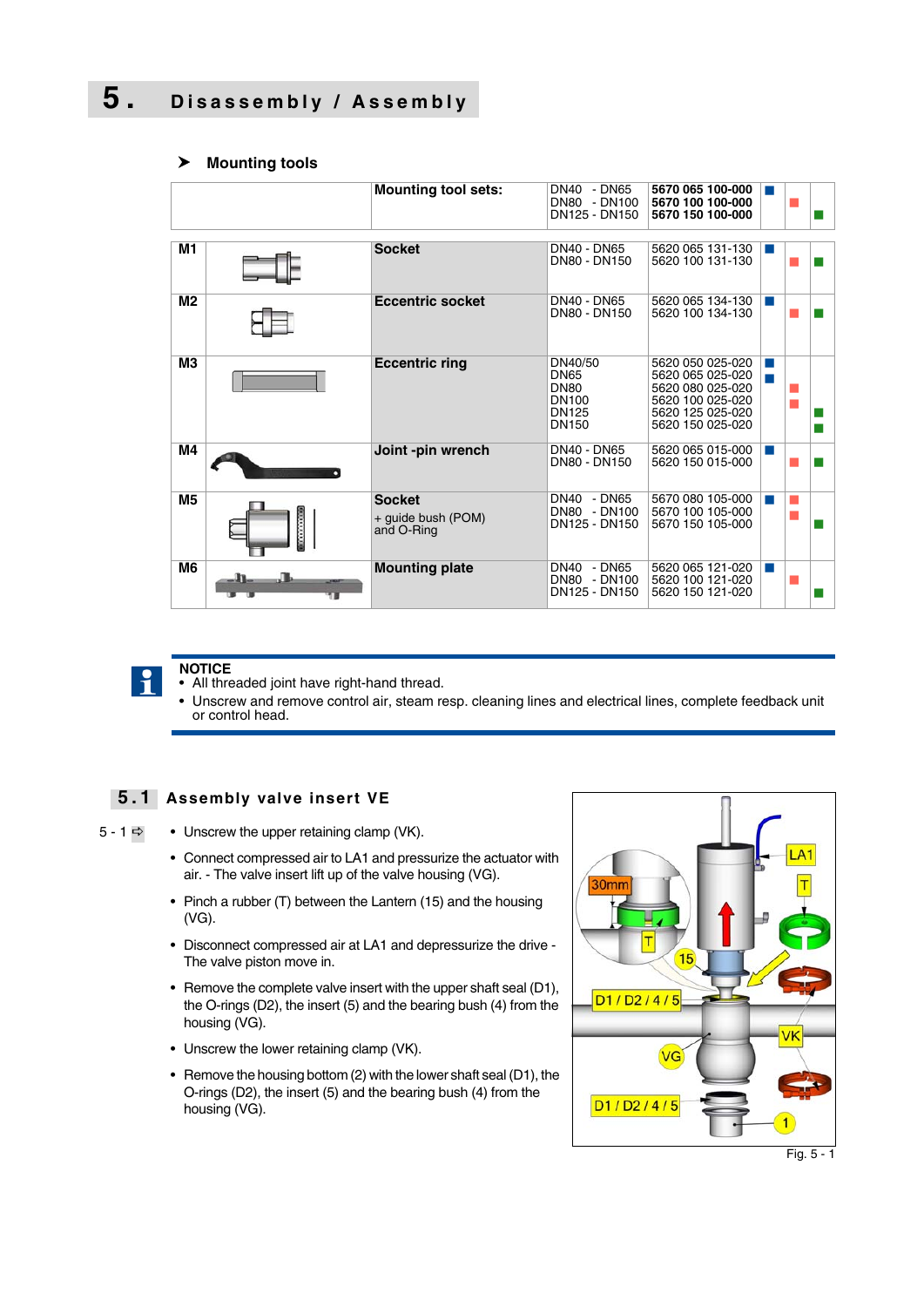# 5. Disassembly / Assembly

### ➤ Mounting tools

| | | | | | | | |
|---|---|---|---|---|---|---|---|
| | | **Mounting tool sets:** | DN40 - DN65<br>DN80 - DN100<br>DN125 - DN150 | **5670 065 100-000**<br>**5670 100 100-000**<br>**5670 150 100-000** | ■ | ■ | ■ |
| **M1** | | **Socket** | DN40 - DN65<br>DN80 - DN150 | 5620 065 131-130<br>5620 100 131-130 | ■ | ■ | ■ |
| **M2** | | **Eccentric socket** | DN40 - DN65<br>DN80 - DN150 | 5620 065 134-130<br>5620 100 134-130 | ■ | ■ | ■ |
| **M3** | | **Eccentric ring** | DN40/50<br>DN65<br>DN80<br>DN100<br>DN125<br>DN150 | 5620 050 025-020<br>5620 065 025-020<br>5620 080 025-020<br>5620 100 025-020<br>5620 125 025-020<br>5620 150 025-020 | ■<br>■ | ■<br>■ | ■<br>■ |
| **M4** | | **Joint -pin wrench** | DN40 - DN65<br>DN80 - DN150 | 5620 065 015-000<br>5620 150 015-000 | ■ | ■ | ■ |
| **M5** | | **Socket**<br>+ guide bush (POM)<br>and O-Ring | DN40 - DN65<br>DN80 - DN100<br>DN125 - DN150 | 5670 080 105-000<br>5670 100 105-000<br>5670 150 105-000 | ■ | ■<br>■ | ■ |
| **M6** | | **Mounting plate** | DN40 - DN65<br>DN80 - DN100<br>DN125 - DN150 | 5620 065 121-020<br>5620 100 121-020<br>5620 150 121-020 | ■ | ■ | ■ |

**NOTICE**
- All threaded joint have right-hand thread.
- Unscrew and remove control air, steam resp. cleaning lines and electrical lines, complete feedback unit or control head.

## 5.1 Assembly valve insert VE

5 - 1 ⇨

- Unscrew the upper retaining clamp (VK).
- Connect compressed air to LA1 and pressurize the actuator with air. - The valve insert lift up of the valve housing (VG).
- Pinch a rubber (T) between the Lantern (15) and the housing (VG).
- Disconnect compressed air at LA1 and depressurize the drive - The valve piston move in.
- Remove the complete valve insert with the upper shaft seal (D1), the O-rings (D2), the insert (5) and the bearing bush (4) from the housing (VG).
- Unscrew the lower retaining clamp (VK).
- Remove the housing bottom (2) with the lower shaft seal (D1), the O-rings (D2), the insert (5) and the bearing bush (4) from the housing (VG).

Fig. 5 - 1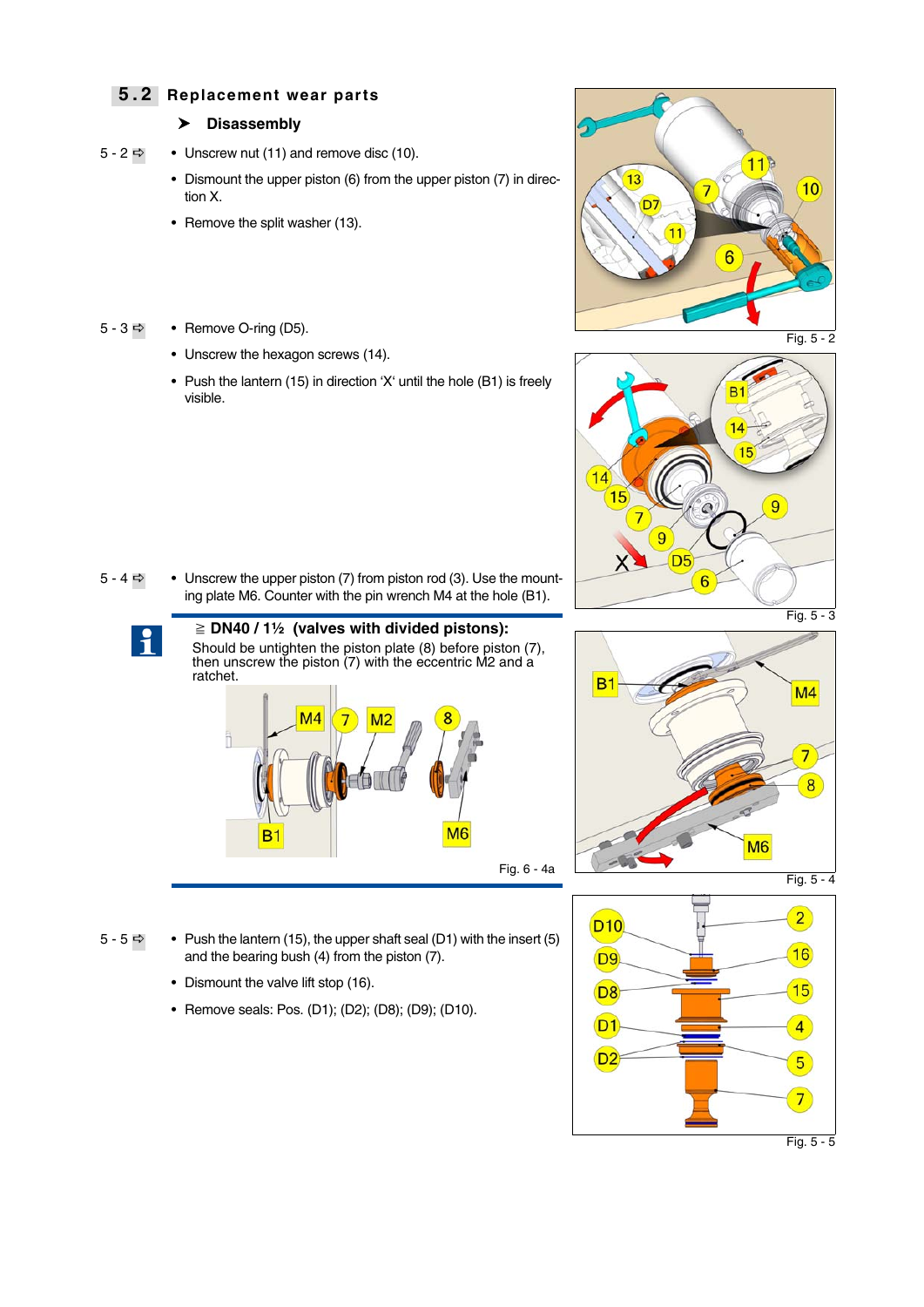## 5.2 Replacement wear parts

### ➤ Disassembly

5 - 2 ➪

- Unscrew nut (11) and remove disc (10).
- Dismount the upper piston (6) from the upper piston (7) in direction X.
- Remove the split washer (13).

Fig. 5 - 2

5 - 3 ➪

- Remove O-ring (D5).
- Unscrew the hexagon screws (14).
- Push the lantern (15) in direction 'X' until the hole (B1) is freely visible.

Fig. 5 - 3

5 - 4 ➪

- Unscrew the upper piston (7) from piston rod (3). Use the mounting plate M6. Counter with the pin wrench M4 at the hole (B1).

**≧ DN40 / 1½ (valves with divided pistons):**
Should be untighten the piston plate (8) before piston (7), then unscrew the piston (7) with the eccentric M2 and a ratchet.

Fig. 6 - 4a

Fig. 5 - 4

5 - 5 ➪

- Push the lantern (15), the upper shaft seal (D1) with the insert (5) and the bearing bush (4) from the piston (7).
- Dismount the valve lift stop (16).
- Remove seals: Pos. (D1); (D2); (D8); (D9); (D10).

Fig. 5 - 5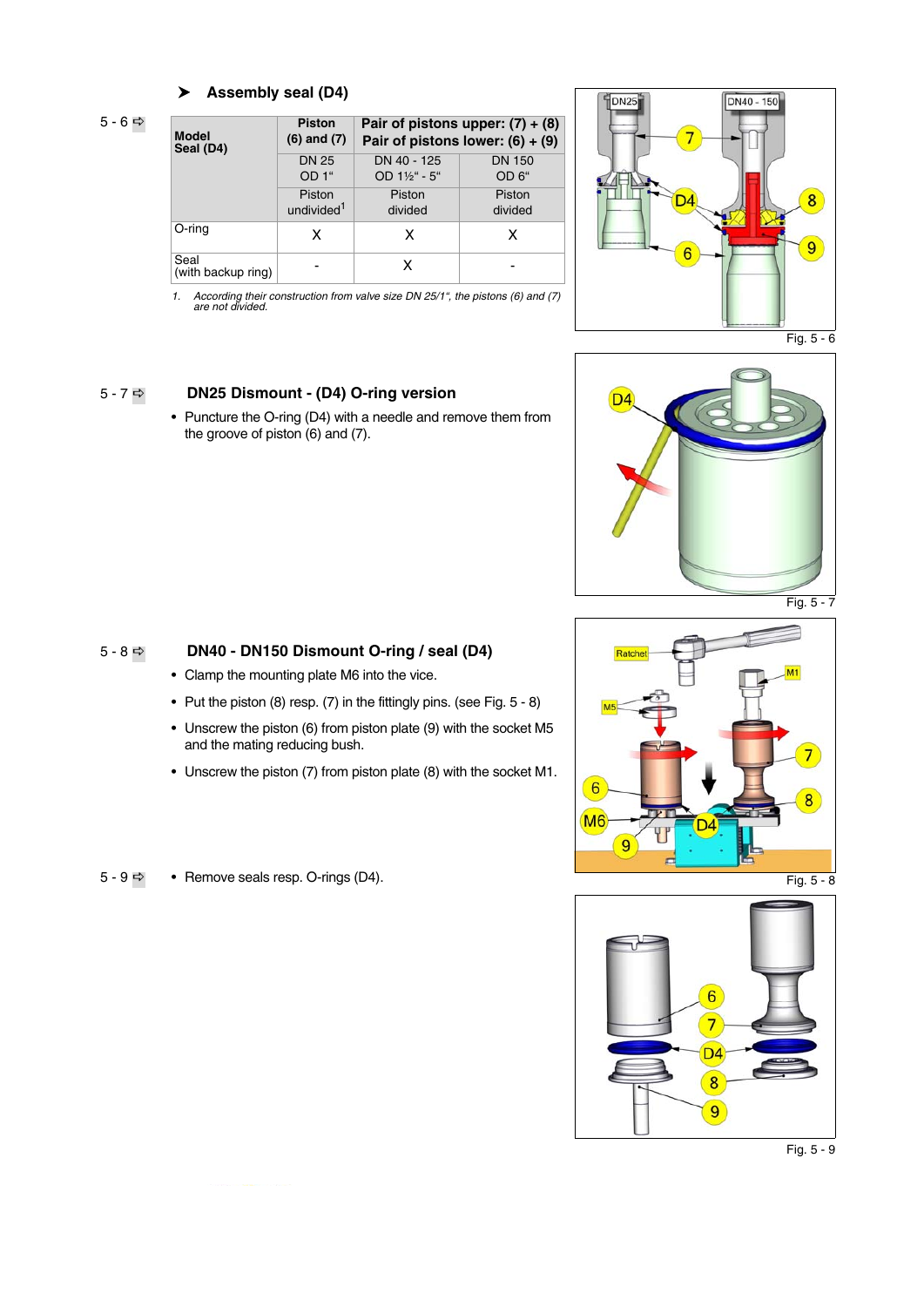## ➤ Assembly seal (D4)

5 - 6 ➪

| Model Seal (D4) | Piston (6) and (7) | Pair of pistons upper: (7) + (8) Pair of pistons lower: (6) + (9) | |
|---|---|---|---|
| | DN 25 OD 1“ | DN 40 - 125 OD 1½“ - 5“ | DN 150 OD 6“ |
| | Piston undivided[1] | Piston divided | Piston divided |
| O-ring | X | X | X |
| Seal (with backup ring) | - | X | - |

1. *According their construction from valve size DN 25/1“, the pistons (6) and (7) are not divided.*

Fig. 5 - 6

5 - 7 ➪

### DN25 Dismount - (D4) O-ring version

- Puncture the O-ring (D4) with a needle and remove them from the groove of piston (6) and (7).

Fig. 5 - 7

5 - 8 ➪

### DN40 - DN150 Dismount O-ring / seal (D4)

- Clamp the mounting plate M6 into the vice.
- Put the piston (8) resp. (7) in the fittingly pins. (see Fig. 5 - 8)
- Unscrew the piston (6) from piston plate (9) with the socket M5 and the mating reducing bush.
- Unscrew the piston (7) from piston plate (8) with the socket M1.

Fig. 5 - 8

5 - 9 ➪

- Remove seals resp. O-rings (D4).

Fig. 5 - 9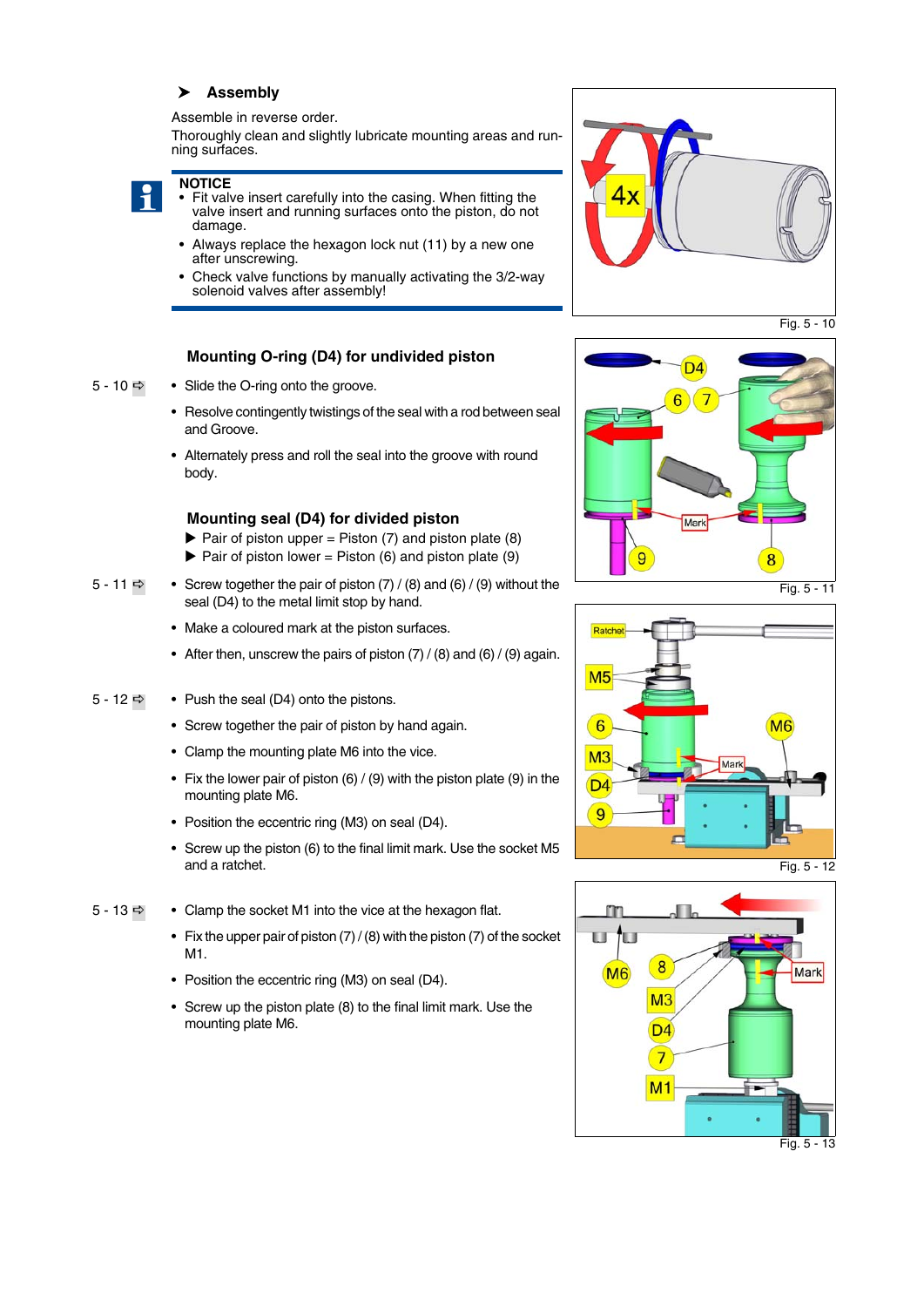### ➤ Assembly

Assemble in reverse order.

Thoroughly clean and slightly lubricate mounting areas and running surfaces.

**NOTICE**

- Fit valve insert carefully into the casing. When fitting the valve insert and running surfaces onto the piston, do not damage.
- Always replace the hexagon lock nut (11) by a new one after unscrewing.
- Check valve functions by manually activating the 3/2-way solenoid valves after assembly!

Fig. 5 - 10

### Mounting O-ring (D4) for undivided piston

5 - 10 ⇨

- Slide the O-ring onto the groove.
- Resolve contingently twistings of the seal with a rod between seal and Groove.
- Alternately press and roll the seal into the groove with round body.

Fig. 5 - 11

### Mounting seal (D4) for divided piston

▶ Pair of piston upper = Piston (7) and piston plate (8)

▶ Pair of piston lower = Piston (6) and piston plate (9)

5 - 11 ⇨

- Screw together the pair of piston (7) / (8) and (6) / (9) without the seal (D4) to the metal limit stop by hand.
- Make a coloured mark at the piston surfaces.
- After then, unscrew the pairs of piston (7) / (8) and (6) / (9) again.

Fig. 5 - 12

5 - 12 ⇨

- Push the seal (D4) onto the pistons.
- Screw together the pair of piston by hand again.
- Clamp the mounting plate M6 into the vice.
- Fix the lower pair of piston (6) / (9) with the piston plate (9) in the mounting plate M6.
- Position the eccentric ring (M3) on seal (D4).
- Screw up the piston (6) to the final limit mark. Use the socket M5 and a ratchet.

Fig. 5 - 13

5 - 13 ⇨

- Clamp the socket M1 into the vice at the hexagon flat.
- Fix the upper pair of piston (7) / (8) with the piston (7) of the socket M1.
- Position the eccentric ring (M3) on seal (D4).
- Screw up the piston plate (8) to the final limit mark. Use the mounting plate M6.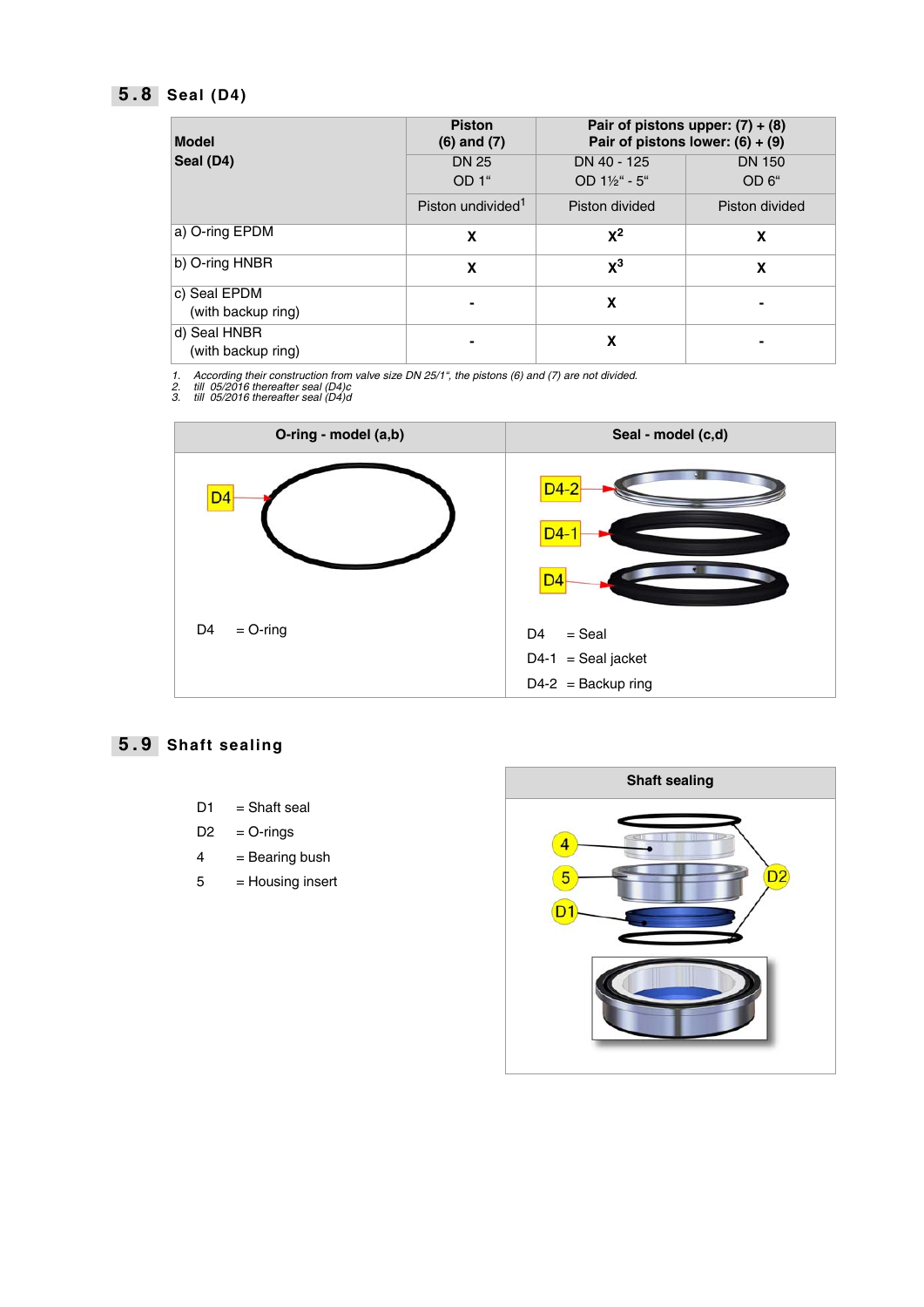## 5.8 Seal (D4)

| Model<br>Seal (D4) | Piston<br>(6) and (7) | Pair of pistons upper: (7) + (8)<br>Pair of pistons lower: (6) + (9) | |
|---|---|---|---|
| | DN 25<br>OD 1“ | DN 40 - 125<br>OD 1½“ - 5“ | DN 150<br>OD 6“ |
| | Piston undivided[1] | Piston divided | Piston divided |
| a) O-ring EPDM | x | x[2] | x |
| b) O-ring HNBR | x | x[3] | x |
| c) Seal EPDM<br>(with backup ring) | - | x | - |
| d) Seal HNBR<br>(with backup ring) | - | x | - |

1. *According their construction from valve size DN 25/1“, the pistons (6) and (7) are not divided.*
2. *till 05/2016 thereafter seal (D4)c*
3. *till 05/2016 thereafter seal (D4)d*

| O-ring - model (a,b) | Seal - model (c,d) |
|---|---|
| D4 = O-ring | D4 = Seal<br>D4-1 = Seal jacket<br>D4-2 = Backup ring |

## 5.9 Shaft sealing

D1 = Shaft seal
D2 = O-rings
4 = Bearing bush
5 = Housing insert

**Shaft sealing**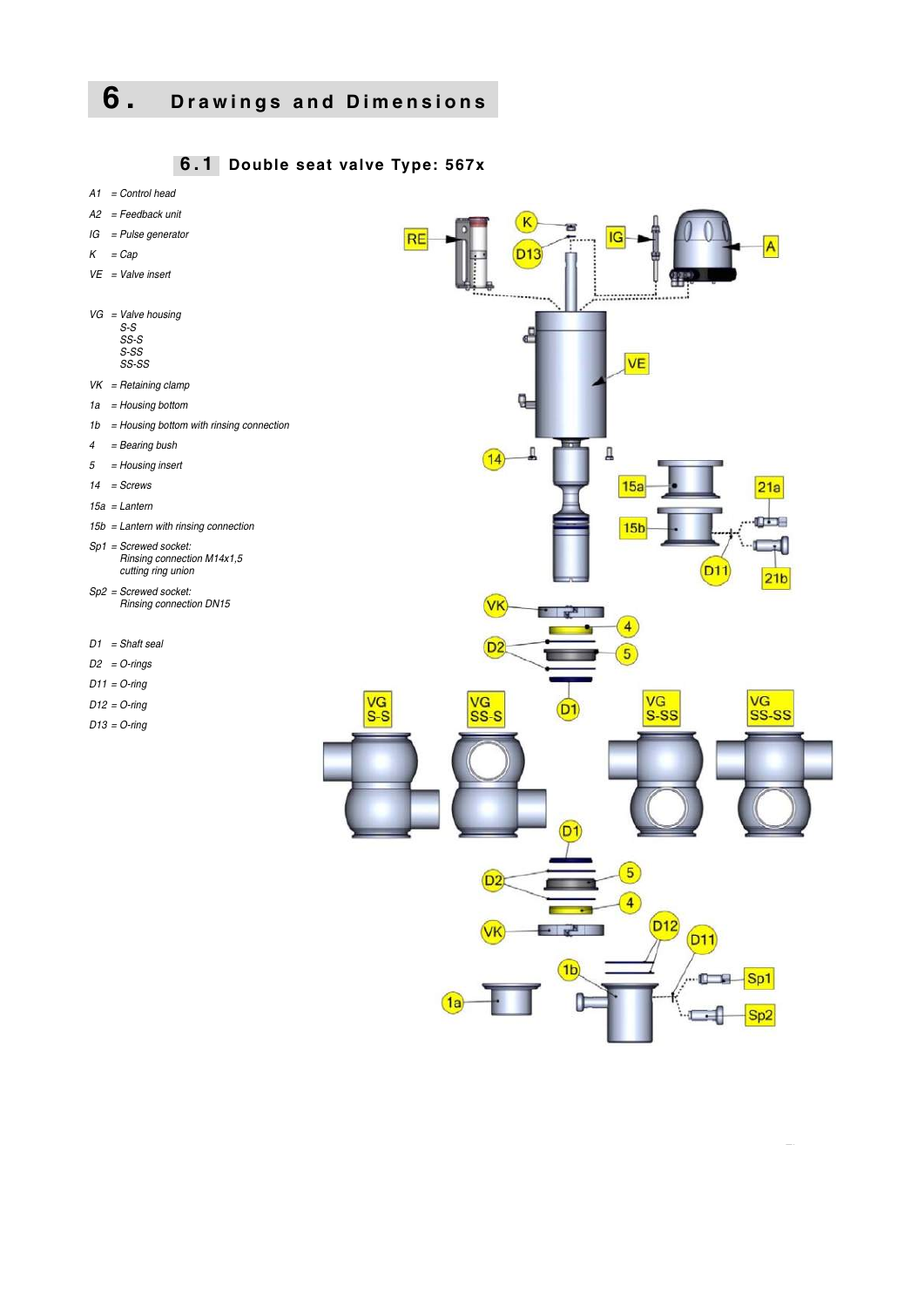# 6. Drawings and Dimensions

## 6.1 Double seat valve Type: 567x

A1 = Control head

A2 = Feedback unit

IG = Pulse generator

K = Cap

VE = Valve insert

VG = Valve housing
S-S
SS-S
S-SS
SS-SS

VK = Retaining clamp

1a = Housing bottom

1b = Housing bottom with rinsing connection

4 = Bearing bush

5 = Housing insert

14 = Screws

15a = Lantern

15b = Lantern with rinsing connection

Sp1 = Screwed socket:
Rinsing connection M14x1,5
cutting ring union

Sp2 = Screwed socket:
Rinsing connection DN15

D1 = Shaft seal

D2 = O-rings

D11 = O-ring

D12 = O-ring

D13 = O-ring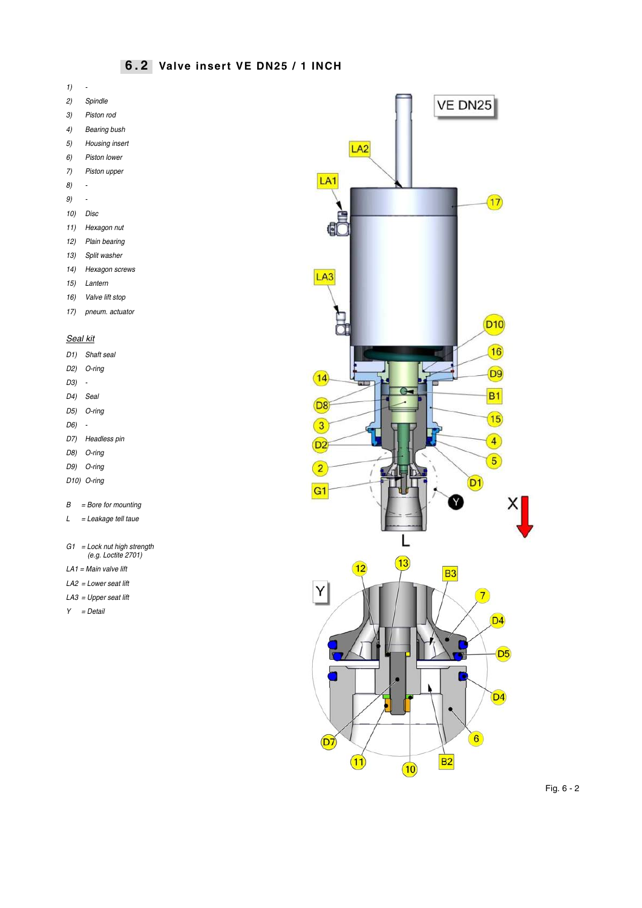## 6.2 Valve insert VE DN25 / 1 INCH

*1) -*
*2) Spindle*
*3) Piston rod*
*4) Bearing bush*
*5) Housing insert*
*6) Piston lower*
*7) Piston upper*
*8) -*
*9) -*
*10) Disc*
*11) Hexagon nut*
*12) Plain bearing*
*13) Split washer*
*14) Hexagon screws*
*15) Lantern*
*16) Valve lift stop*
*17) pneum. actuator*

*Seal kit*

*D1) Shaft seal*
*D2) O-ring*
*D3) -*
*D4) Seal*
*D5) O-ring*
*D6) -*
*D7) Headless pin*
*D8) O-ring*
*D9) O-ring*
*D10) O-ring*

*B = Bore for mounting*
*L = Leakage tell taue*

*G1 = Lock nut high strength (e.g. Loctite 2701)*
*LA1 = Main valve lift*
*LA2 = Lower seat lift*
*LA3 = Upper seat lift*
*Y = Detail*

Fig. 6 - 2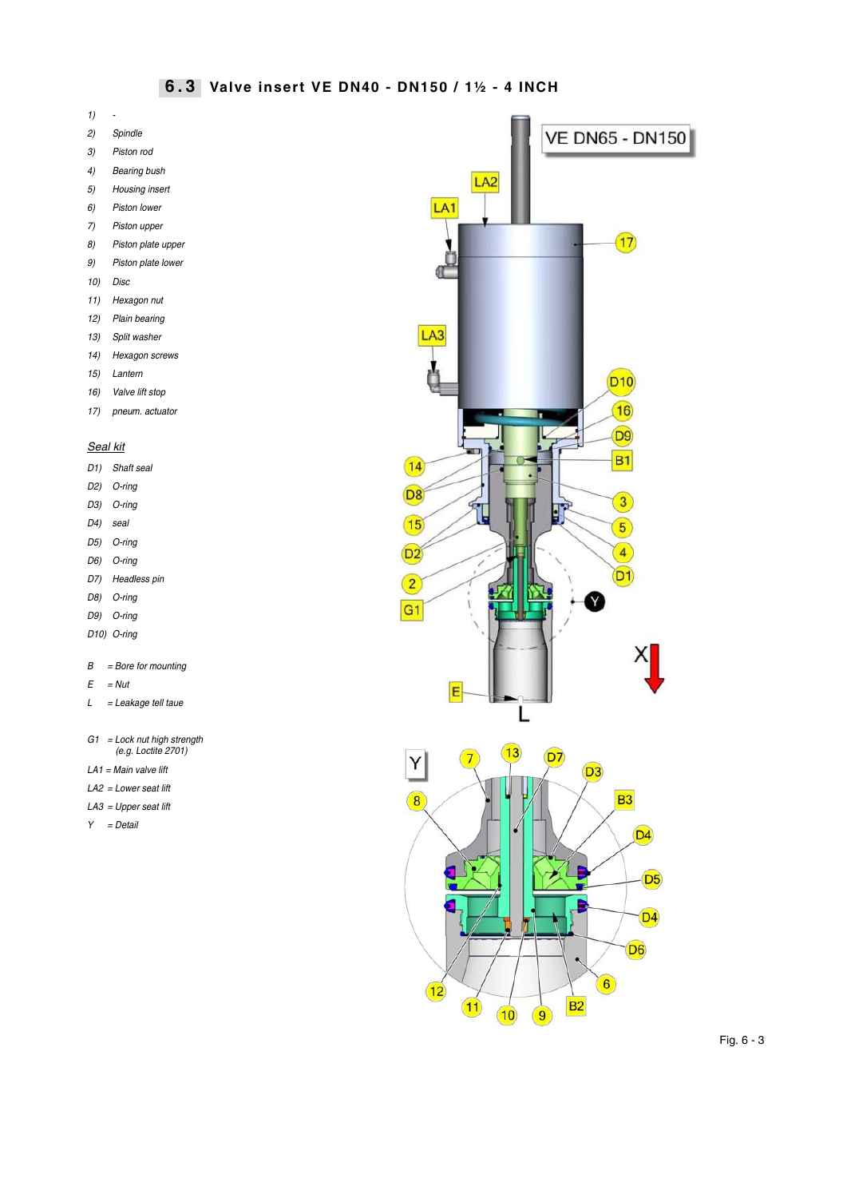## 6.3 Valve insert VE DN40 - DN150 / 1½ - 4 INCH

1) -
2) Spindle
3) Piston rod
4) Bearing bush
5) Housing insert
6) Piston lower
7) Piston upper
8) Piston plate upper
9) Piston plate lower
10) Disc
11) Hexagon nut
12) Plain bearing
13) Split washer
14) Hexagon screws
15) Lantern
16) Valve lift stop
17) pneum. actuator

*Seal kit*

D1) Shaft seal
D2) O-ring
D3) O-ring
D4) seal
D5) O-ring
D6) O-ring
D7) Headless pin
D8) O-ring
D9) O-ring
D10) O-ring

B = Bore for mounting
E = Nut
L = Leakage tell taue

G1 = Lock nut high strength (e.g. Loctite 2701)
LA1 = Main valve lift
LA2 = Lower seat lift
LA3 = Upper seat lift
Y = Detail

VE DN65 - DN150

Fig. 6 - 3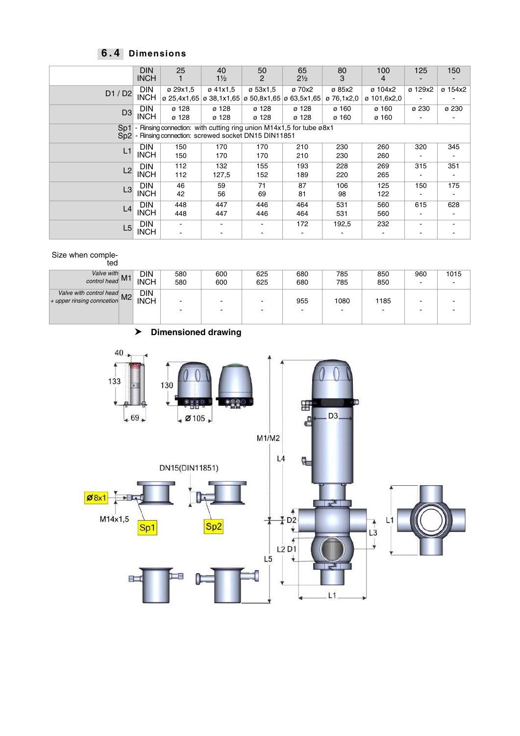## 6.4 Dimensions

| | DIN<br>INCH | 25<br>1 | 40<br>1½ | 50<br>2 | 65<br>2½ | 80<br>3 | 100<br>4 | 125<br>- | 150<br>- |
|---|---|---|---|---|---|---|---|---|---|
| D1 / D2 | DIN<br>INCH | ø 29x1,5<br>ø 25,4x1,65 | ø 41x1,5<br>ø 38,1x1,65 | ø 53x1,5<br>ø 50,8x1,65 | ø 70x2<br>ø 63,5x1,65 | ø 85x2<br>ø 76,1x2,0 | ø 104x2<br>ø 101,6x2,0 | ø 129x2<br>- | ø 154x2<br>- |
| D3 | DIN<br>INCH | ø 128<br>ø 128 | ø 128<br>ø 128 | ø 128<br>ø 128 | ø 128<br>ø 128 | ø 160<br>ø 160 | ø 160<br>ø 160 | ø 230<br>- | ø 230<br>- |
| Sp1<br>Sp2 | - Rinsing connection: with cutting ring union M14x1,5 for tube ø8x1<br>- Rinsing connection: screwed socket DN15 DIN11851 | | | | | | | | |
| L1 | DIN<br>INCH | 150<br>150 | 170<br>170 | 170<br>170 | 210<br>210 | 230<br>230 | 260<br>260 | 320<br>- | 345<br>- |
| L2 | DIN<br>INCH | 112<br>112 | 132<br>127,5 | 155<br>152 | 193<br>189 | 228<br>220 | 269<br>265 | 315<br>- | 351<br>- |
| L3 | DIN<br>INCH | 46<br>42 | 59<br>56 | 71<br>69 | 87<br>81 | 106<br>98 | 125<br>122 | 150<br>- | 175<br>- |
| L4 | DIN<br>INCH | 448<br>448 | 447<br>447 | 446<br>446 | 464<br>464 | 531<br>531 | 560<br>560 | 615<br>- | 628<br>- |
| L5 | DIN<br>INCH | -<br>- | -<br>- | -<br>- | 172<br>- | 192,5<br>- | 232<br>- | -<br>- | -<br>- |

Size when completed

| | | | | | | | | | |
|---|---|---|---|---|---|---|---|---|---|
| *Valve with control head* M1 | DIN<br>INCH | 580<br>580 | 600<br>600 | 625<br>625 | 680<br>680 | 785<br>785 | 850<br>850 | 960<br>- | 1015<br>- |
| *Valve with control head + upper rinsing concetion* M2 | DIN<br>INCH | -<br>- | -<br>- | -<br>- | 955<br>- | 1080<br>- | 1185<br>- | -<br>- | -<br>- |

➤ **Dimensioned drawing**

40
133
69
130
Ø105
M1/M2
L4
D3
DN15(DIN11851)
Ø8x1
M14x1,5
Sp1
Sp2
D2
L2 D1
L3
L5
L1
L1